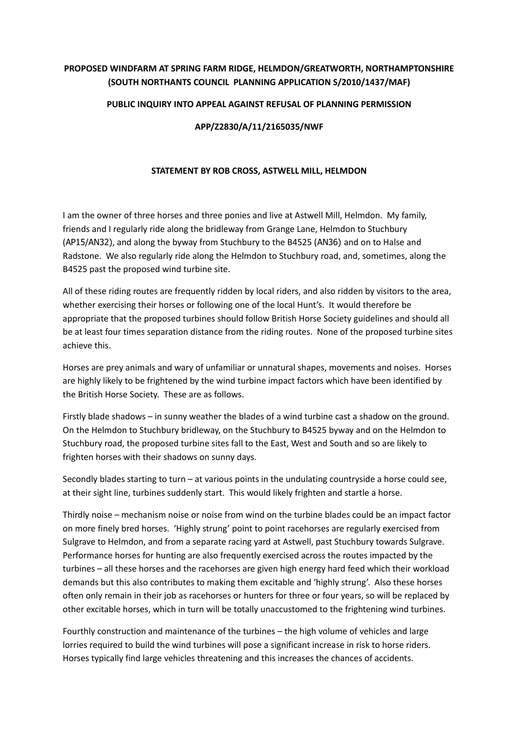**PROPOSED WINDFARM AT SPRING FARM RIDGE, HELMDON/GREATWORTH, NORTHAMPTONSHIRE (SOUTH NORTHANTS COUNCIL PLANNING APPLICATION S/2010/1437/MAF)**

**PUBLIC INQUIRY INTO APPEAL AGAINST REFUSAL OF PLANNING PERMISSION**

**APP/Z2830/A/11/2165035/NWF**

**STATEMENT BY ROB CROSS, ASTWELL MILL, HELMDON**

I am the owner of three horses and three ponies and live at Astwell Mill, Helmdon. My family, friends and I regularly ride along the bridleway from Grange Lane, Helmdon to Stuchbury (AP15/AN32), and along the byway from Stuchbury to the B4525 (AN36) and on to Halse and Radstone. We also regularly ride along the Helmdon to Stuchbury road, and, sometimes, along the B4525 past the proposed wind turbine site.

All of these riding routes are frequently ridden by local riders, and also ridden by visitors to the area, whether exercising their horses or following one of the local Hunt's. It would therefore be appropriate that the proposed turbines should follow British Horse Society guidelines and should all be at least four times separation distance from the riding routes. None of the proposed turbine sites achieve this.

Horses are prey animals and wary of unfamiliar or unnatural shapes, movements and noises. Horses are highly likely to be frightened by the wind turbine impact factors which have been identified by the British Horse Society. These are as follows.

Firstly blade shadows – in sunny weather the blades of a wind turbine cast a shadow on the ground. On the Helmdon to Stuchbury bridleway, on the Stuchbury to B4525 byway and on the Helmdon to Stuchbury road, the proposed turbine sites fall to the East, West and South and so are likely to frighten horses with their shadows on sunny days.

Secondly blades starting to turn – at various points in the undulating countryside a horse could see, at their sight line, turbines suddenly start. This would likely frighten and startle a horse.

Thirdly noise – mechanism noise or noise from wind on the turbine blades could be an impact factor on more finely bred horses. 'Highly strung' point to point racehorses are regularly exercised from Sulgrave to Helmdon, and from a separate racing yard at Astwell, past Stuchbury towards Sulgrave. Performance horses for hunting are also frequently exercised across the routes impacted by the turbines – all these horses and the racehorses are given high energy hard feed which their workload demands but this also contributes to making them excitable and 'highly strung'. Also these horses often only remain in their job as racehorses or hunters for three or four years, so will be replaced by other excitable horses, which in turn will be totally unaccustomed to the frightening wind turbines.

Fourthly construction and maintenance of the turbines – the high volume of vehicles and large lorries required to build the wind turbines will pose a significant increase in risk to horse riders. Horses typically find large vehicles threatening and this increases the chances of accidents.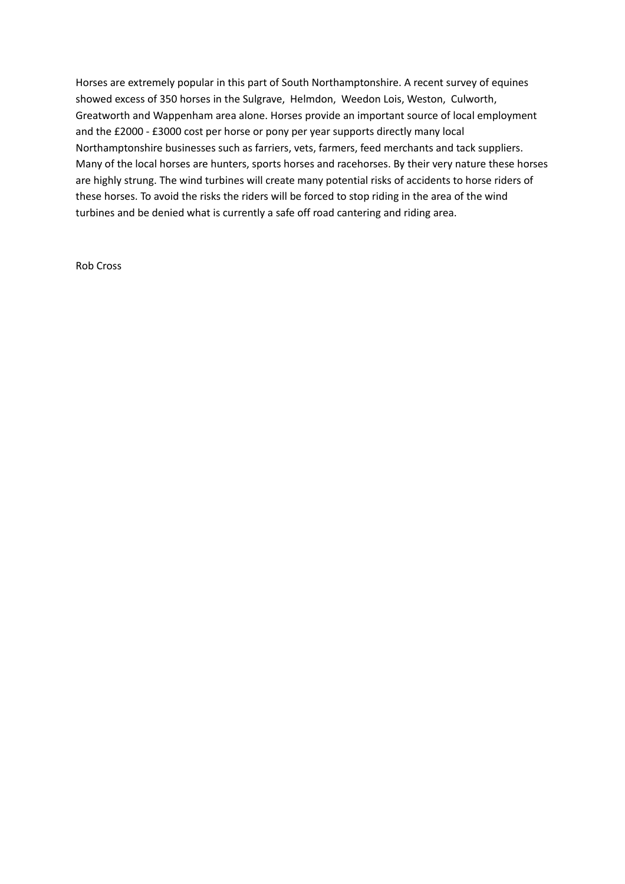Horses are extremely popular in this part of South Northamptonshire. A recent survey of equines showed excess of 350 horses in the Sulgrave, Helmdon, Weedon Lois, Weston, Culworth, Greatworth and Wappenham area alone. Horses provide an important source of local employment and the £2000 - £3000 cost per horse or pony per year supports directly many local Northamptonshire businesses such as farriers, vets, farmers, feed merchants and tack suppliers. Many of the local horses are hunters, sports horses and racehorses. By their very nature these horses are highly strung. The wind turbines will create many potential risks of accidents to horse riders of these horses. To avoid the risks the riders will be forced to stop riding in the area of the wind turbines and be denied what is currently a safe off road cantering and riding area.

Rob Cross